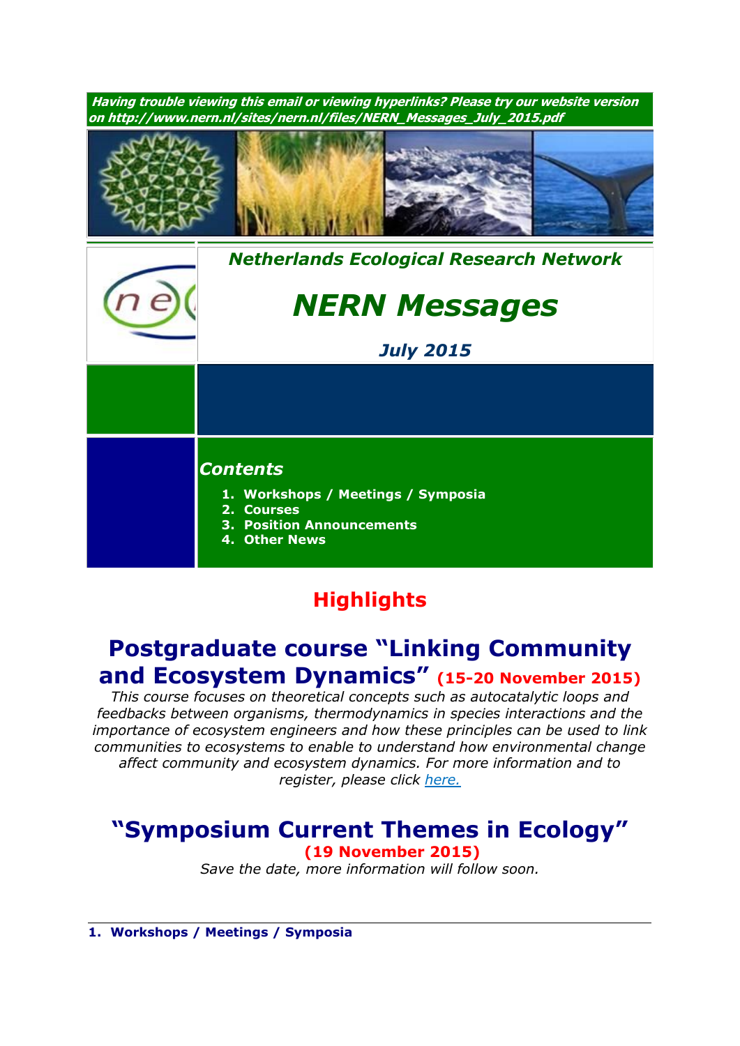***Having trouble viewing this email or viewing hyperlinks? Please try our website version on http://www.nern.nl/sites/nern.nl/files/NERN_Messages_July_2015.pdf***

*Netherlands Ecological Research Network*

# *NERN Messages*

*July 2015*

## *Contents*

1. **Workshops / Meetings / Symposia**
2. **Courses**
3. **Position Announcements**
4. **Other News**

## Highlights

## Postgraduate course "Linking Community and Ecosystem Dynamics" (15-20 November 2015)

*This course focuses on theoretical concepts such as autocatalytic loops and feedbacks between organisms, thermodynamics in species interactions and the importance of ecosystem engineers and how these principles can be used to link communities to ecosystems to enable to understand how environmental change affect community and ecosystem dynamics. For more information and to register, please click here.*

## "Symposium Current Themes in Ecology" (19 November 2015)

*Save the date, more information will follow soon.*

### 1. Workshops / Meetings / Symposia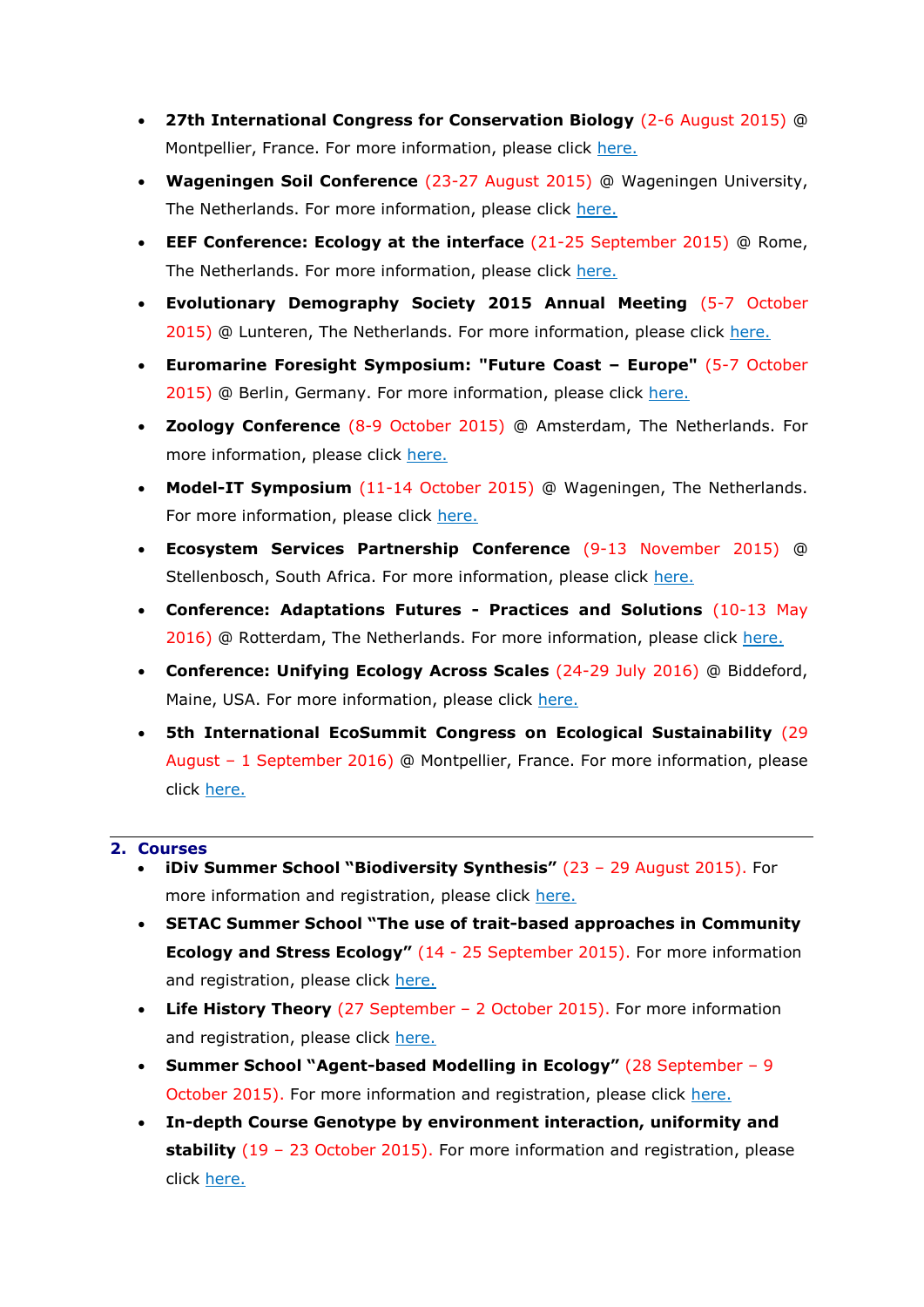- **27th International Congress for Conservation Biology** (2-6 August 2015) @ Montpellier, France. For more information, please click here.
- **Wageningen Soil Conference** (23-27 August 2015) @ Wageningen University, The Netherlands. For more information, please click here.
- **EEF Conference: Ecology at the interface** (21-25 September 2015) @ Rome, The Netherlands. For more information, please click here.
- **Evolutionary Demography Society 2015 Annual Meeting** (5-7 October 2015) @ Lunteren, The Netherlands. For more information, please click here.
- **Euromarine Foresight Symposium: "Future Coast – Europe"** (5-7 October 2015) @ Berlin, Germany. For more information, please click here.
- **Zoology Conference** (8-9 October 2015) @ Amsterdam, The Netherlands. For more information, please click here.
- **Model-IT Symposium** (11-14 October 2015) @ Wageningen, The Netherlands. For more information, please click here.
- **Ecosystem Services Partnership Conference** (9-13 November 2015) @ Stellenbosch, South Africa. For more information, please click here.
- **Conference: Adaptations Futures - Practices and Solutions** (10-13 May 2016) @ Rotterdam, The Netherlands. For more information, please click here.
- **Conference: Unifying Ecology Across Scales** (24-29 July 2016) @ Biddeford, Maine, USA. For more information, please click here.
- **5th International EcoSummit Congress on Ecological Sustainability** (29 August – 1 September 2016) @ Montpellier, France. For more information, please click here.

## 2. Courses

- **iDiv Summer School "Biodiversity Synthesis"** (23 – 29 August 2015). For more information and registration, please click here.
- **SETAC Summer School "The use of trait-based approaches in Community Ecology and Stress Ecology"** (14 - 25 September 2015). For more information and registration, please click here.
- **Life History Theory** (27 September – 2 October 2015). For more information and registration, please click here.
- **Summer School "Agent-based Modelling in Ecology"** (28 September – 9 October 2015). For more information and registration, please click here.
- **In-depth Course Genotype by environment interaction, uniformity and stability** (19 – 23 October 2015). For more information and registration, please click here.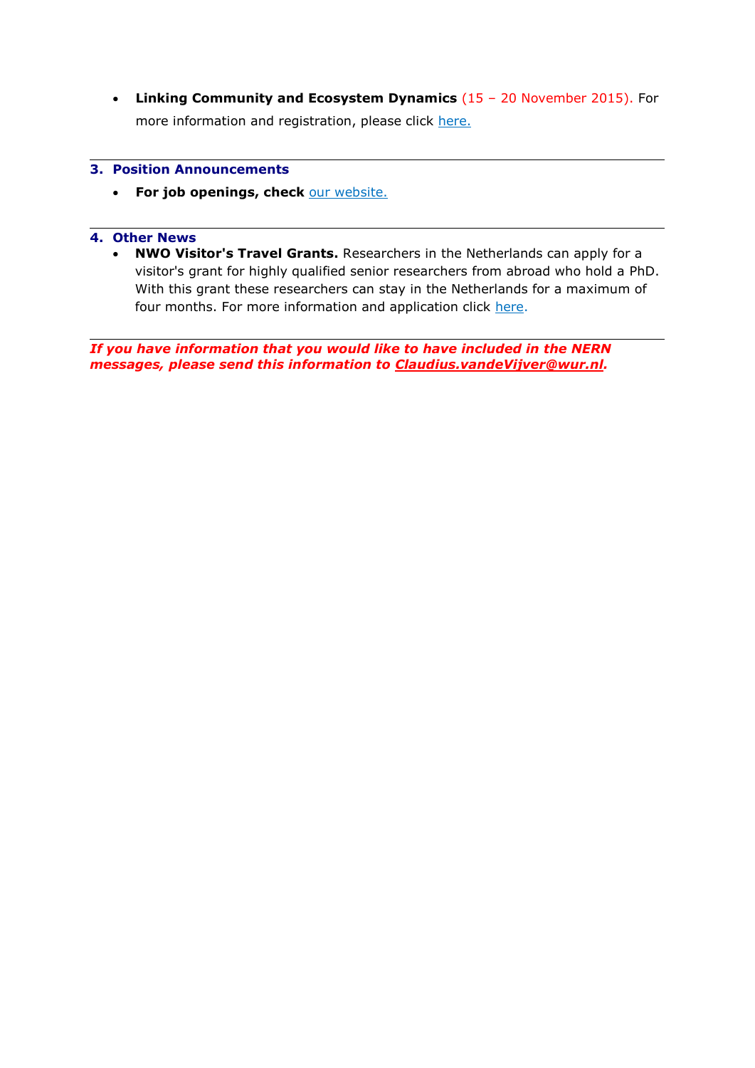- **Linking Community and Ecosystem Dynamics** (15 – 20 November 2015). For more information and registration, please click here.

---

## 3. Position Announcements

- **For job openings, check** our website.

---

## 4. Other News

- **NWO Visitor's Travel Grants.** Researchers in the Netherlands can apply for a visitor's grant for highly qualified senior researchers from abroad who hold a PhD. With this grant these researchers can stay in the Netherlands for a maximum of four months. For more information and application click here.

---

***If you have information that you would like to have included in the NERN messages, please send this information to Claudius.vandeVijver@wur.nl.***